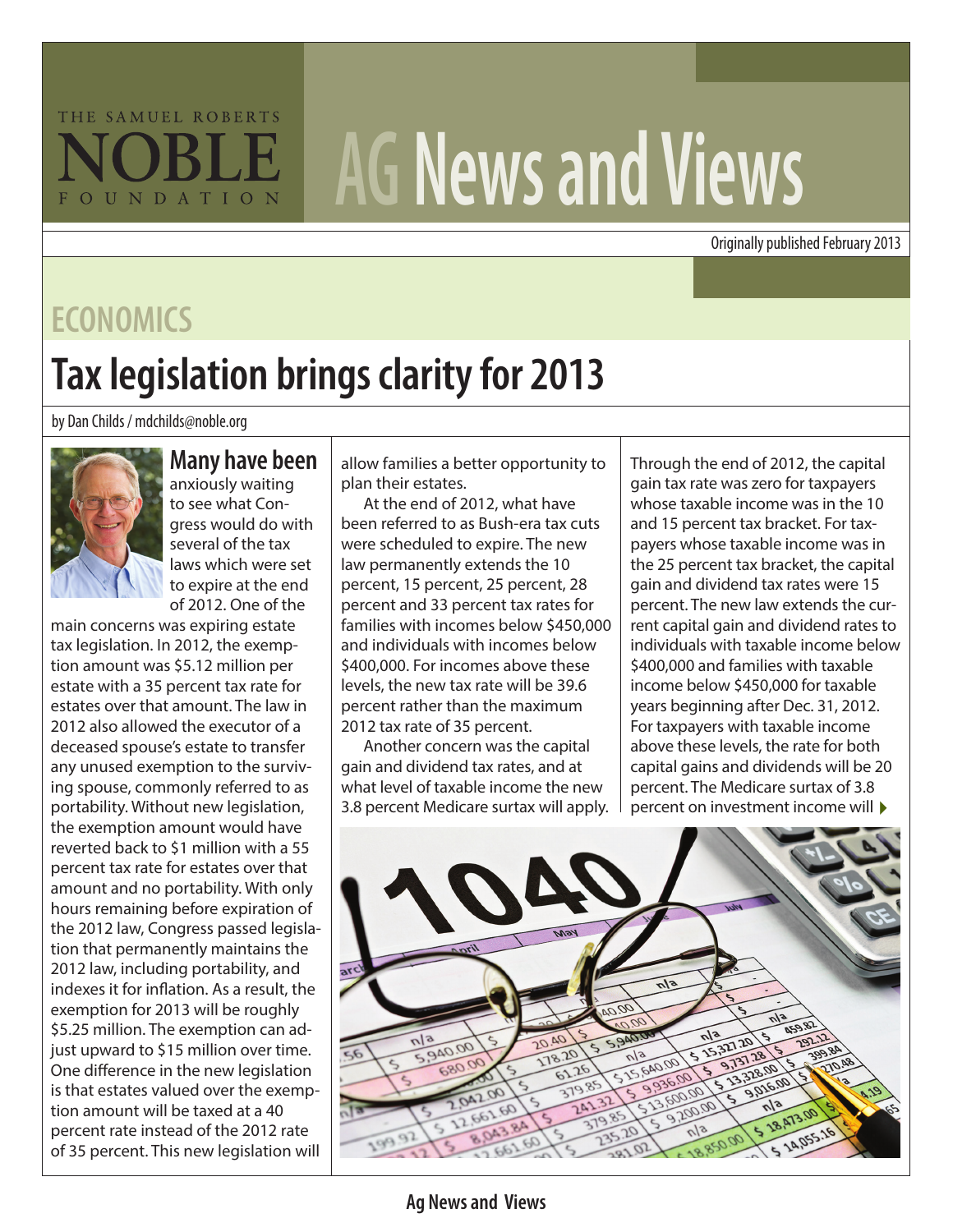THE SAMUEL ROBERTS NOBLE FOUNDATION

# AG News and Views

Originally published February 2013

## ECONOMICS

# Tax legislation brings clarity for 2013

by Dan Childs / mdchilds@noble.org

**Many have been** anxiously waiting to see what Congress would do with several of the tax laws which were set to expire at the end of 2012. One of the main concerns was expiring estate tax legislation. In 2012, the exemption amount was $5.12 million per estate with a 35 percent tax rate for estates over that amount. The law in 2012 also allowed the executor of a deceased spouse's estate to transfer any unused exemption to the surviving spouse, commonly referred to as portability. Without new legislation, the exemption amount would have reverted back to $1 million with a 55 percent tax rate for estates over that amount and no portability. With only hours remaining before expiration of the 2012 law, Congress passed legislation that permanently maintains the 2012 law, including portability, and indexes it for inflation. As a result, the exemption for 2013 will be roughly $5.25 million. The exemption can adjust upward to $15 million over time. One difference in the new legislation is that estates valued over the exemption amount will be taxed at a 40 percent rate instead of the 2012 rate of 35 percent. This new legislation will allow families a better opportunity to plan their estates.

At the end of 2012, what have been referred to as Bush-era tax cuts were scheduled to expire. The new law permanently extends the 10 percent, 15 percent, 25 percent, 28 percent and 33 percent tax rates for families with incomes below $450,000 and individuals with incomes below $400,000. For incomes above these levels, the new tax rate will be 39.6 percent rather than the maximum 2012 tax rate of 35 percent.

Another concern was the capital gain and dividend tax rates, and at what level of taxable income the new 3.8 percent Medicare surtax will apply. Through the end of 2012, the capital gain tax rate was zero for taxpayers whose taxable income was in the 10 and 15 percent tax bracket. For taxpayers whose taxable income was in the 25 percent tax bracket, the capital gain and dividend tax rates were 15 percent. The new law extends the current capital gain and dividend rates to individuals with taxable income below $400,000 and families with taxable income below $450,000 for taxable years beginning after Dec. 31, 2012. For taxpayers with taxable income above these levels, the rate for both capital gains and dividends will be 20 percent. The Medicare surtax of 3.8 percent on investment income will ▶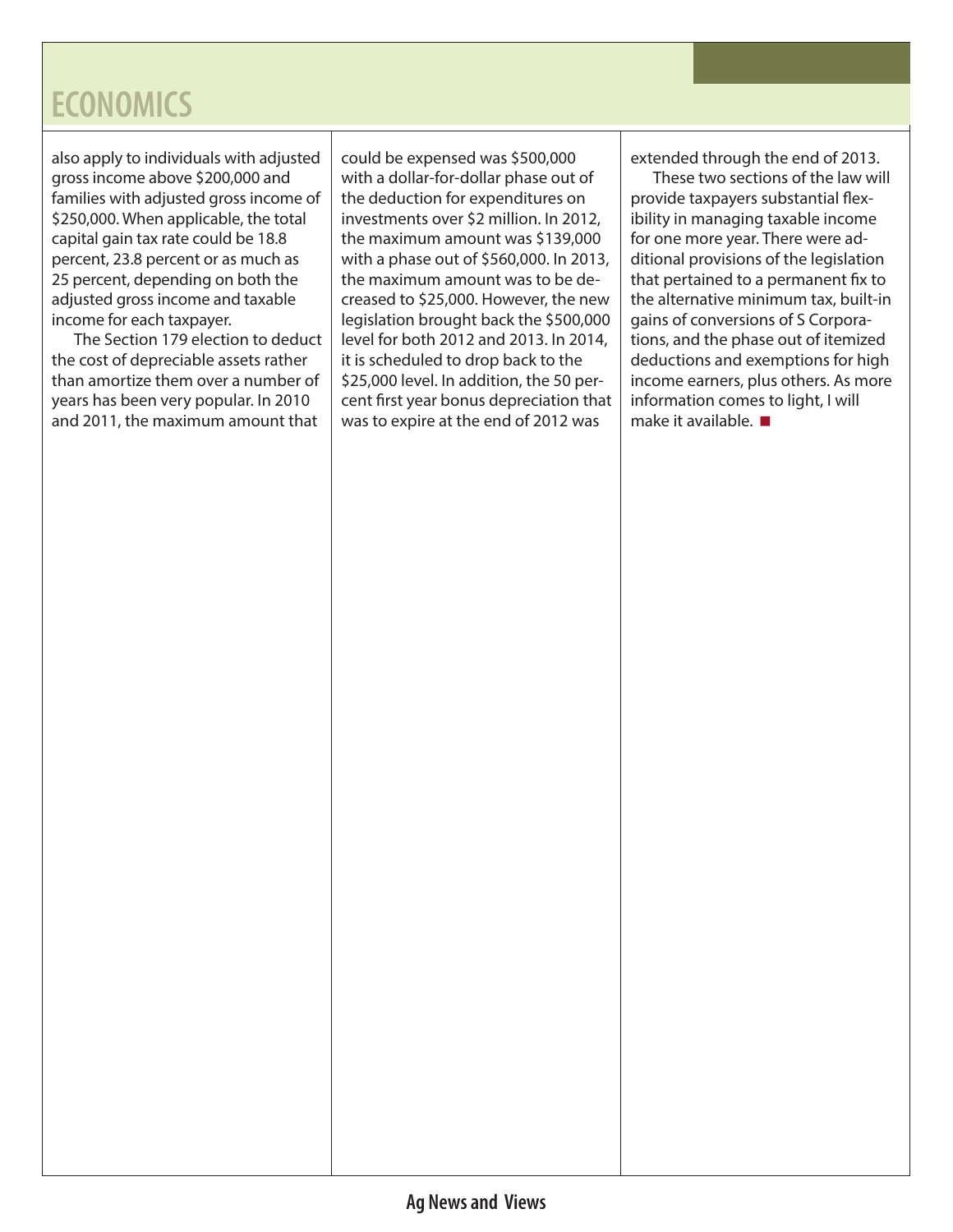also apply to individuals with adjusted gross income above $200,000 and families with adjusted gross income of $250,000. When applicable, the total capital gain tax rate could be 18.8 percent, 23.8 percent or as much as 25 percent, depending on both the adjusted gross income and taxable income for each taxpayer.

The Section 179 election to deduct the cost of depreciable assets rather than amortize them over a number of years has been very popular. In 2010 and 2011, the maximum amount that could be expensed was $500,000 with a dollar-for-dollar phase out of the deduction for expenditures on investments over $2 million. In 2012, the maximum amount was $139,000 with a phase out of $560,000. In 2013, the maximum amount was to be decreased to $25,000. However, the new legislation brought back the $500,000 level for both 2012 and 2013. In 2014, it is scheduled to drop back to the $25,000 level. In addition, the 50 percent first year bonus depreciation that was to expire at the end of 2012 was extended through the end of 2013.

These two sections of the law will provide taxpayers substantial flexibility in managing taxable income for one more year. There were additional provisions of the legislation that pertained to a permanent fix to the alternative minimum tax, built-in gains of conversions of S Corporations, and the phase out of itemized deductions and exemptions for high income earners, plus others. As more information comes to light, I will make it available. ■